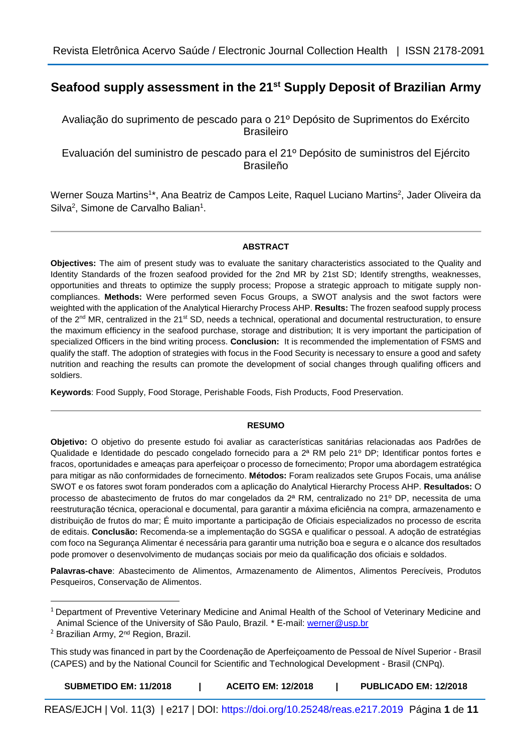# Seafood supply assessment in the 21st Supply Deposit of Brazilian Army

Avaliação do suprimento de pescado para o 21º Depósito de Suprimentos do Exército Brasileiro

Evaluación del suministro de pescado para el 21º Depósito de suministros del Ejército Brasileño

Werner Souza Martins[1]*, Ana Beatriz de Campos Leite, Raquel Luciano Martins[2], Jader Oliveira da Silva[2], Simone de Carvalho Balian[1].

---

**ABSTRACT**

**Objectives:** The aim of present study was to evaluate the sanitary characteristics associated to the Quality and Identity Standards of the frozen seafood provided for the 2nd MR by 21st SD; Identify strengths, weaknesses, opportunities and threats to optimize the supply process; Propose a strategic approach to mitigate supply non-compliances. **Methods:** Were performed seven Focus Groups, a SWOT analysis and the swot factors were weighted with the application of the Analytical Hierarchy Process AHP. **Results:** The frozen seafood supply process of the 2nd MR, centralized in the 21st SD, needs a technical, operational and documental restructuration, to ensure the maximum efficiency in the seafood purchase, storage and distribution; It is very important the participation of specialized Officers in the bind writing process. **Conclusion:** It is recommended the implementation of FSMS and qualify the staff. The adoption of strategies with focus in the Food Security is necessary to ensure a good and safety nutrition and reaching the results can promote the development of social changes through qualifing officers and soldiers.

**Keywords**: Food Supply, Food Storage, Perishable Foods, Fish Products, Food Preservation.

---

**RESUMO**

**Objetivo:** O objetivo do presente estudo foi avaliar as características sanitárias relacionadas aos Padrões de Qualidade e Identidade do pescado congelado fornecido para a 2ª RM pelo 21º DP; Identificar pontos fortes e fracos, oportunidades e ameaças para aperfeiçoar o processo de fornecimento; Propor uma abordagem estratégica para mitigar as não conformidades de fornecimento. **Métodos:** Foram realizados sete Grupos Focais, uma análise SWOT e os fatores swot foram ponderados com a aplicação do Analytical Hierarchy Process AHP. **Resultados:** O processo de abastecimento de frutos do mar congelados da 2ª RM, centralizado no 21º DP, necessita de uma reestruturação técnica, operacional e documental, para garantir a máxima eficiência na compra, armazenamento e distribuição de frutos do mar; É muito importante a participação de Oficiais especializados no processo de escrita de editais. **Conclusão:** Recomenda-se a implementação do SGSA e qualificar o pessoal. A adoção de estratégias com foco na Segurança Alimentar é necessária para garantir uma nutrição boa e segura e o alcance dos resultados pode promover o desenvolvimento de mudanças sociais por meio da qualificação dos oficiais e soldados.

**Palavras-chave**: Abastecimento de Alimentos, Armazenamento de Alimentos, Alimentos Perecíveis, Produtos Pesqueiros, Conservação de Alimentos.

---

[1] Department of Preventive Veterinary Medicine and Animal Health of the School of Veterinary Medicine and Animal Science of the University of São Paulo, Brazil. * E-mail: werner@usp.br

[2] Brazilian Army, 2nd Region, Brazil.

This study was financed in part by the Coordenação de Aperfeiçoamento de Pessoal de Nível Superior - Brasil (CAPES) and by the National Council for Scientific and Technological Development - Brasil (CNPq).

**SUBMETIDO EM: 11/2018 | ACEITO EM: 12/2018 | PUBLICADO EM: 12/2018**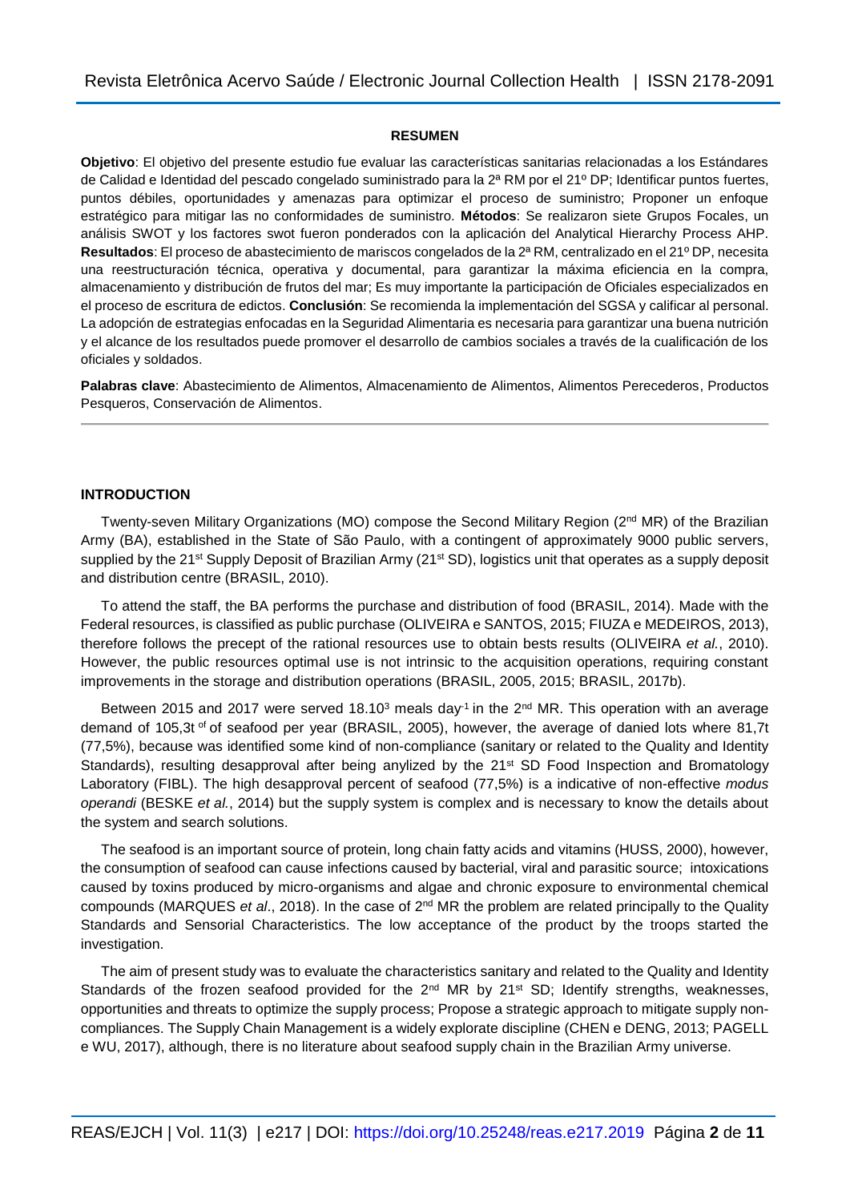**RESUMEN**

**Objetivo**: El objetivo del presente estudio fue evaluar las características sanitarias relacionadas a los Estándares de Calidad e Identidad del pescado congelado suministrado para la 2ª RM por el 21º DP; Identificar puntos fuertes, puntos débiles, oportunidades y amenazas para optimizar el proceso de suministro; Proponer un enfoque estratégico para mitigar las no conformidades de suministro. **Métodos**: Se realizaron siete Grupos Focales, un análisis SWOT y los factores swot fueron ponderados con la aplicación del Analytical Hierarchy Process AHP. **Resultados**: El proceso de abastecimiento de mariscos congelados de la 2ª RM, centralizado en el 21º DP, necesita una reestructuración técnica, operativa y documental, para garantizar la máxima eficiencia en la compra, almacenamiento y distribución de frutos del mar; Es muy importante la participación de Oficiales especializados en el proceso de escritura de edictos. **Conclusión**: Se recomienda la implementación del SGSA y calificar al personal. La adopción de estrategias enfocadas en la Seguridad Alimentaria es necesaria para garantizar una buena nutrición y el alcance de los resultados puede promover el desarrollo de cambios sociales a través de la cualificación de los oficiales y soldados.

**Palabras clave**: Abastecimiento de Alimentos, Almacenamiento de Alimentos, Alimentos Perecederos, Productos Pesqueros, Conservación de Alimentos.

## INTRODUCTION

Twenty-seven Military Organizations (MO) compose the Second Military Region (2nd MR) of the Brazilian Army (BA), established in the State of São Paulo, with a contingent of approximately 9000 public servers, supplied by the 21st Supply Deposit of Brazilian Army (21st SD), logistics unit that operates as a supply deposit and distribution centre (BRASIL, 2010).

To attend the staff, the BA performs the purchase and distribution of food (BRASIL, 2014). Made with the Federal resources, is classified as public purchase (OLIVEIRA e SANTOS, 2015; FIUZA e MEDEIROS, 2013), therefore follows the precept of the rational resources use to obtain bests results (OLIVEIRA *et al.*, 2010). However, the public resources optimal use is not intrinsic to the acquisition operations, requiring constant improvements in the storage and distribution operations (BRASIL, 2005, 2015; BRASIL, 2017b).

Between 2015 and 2017 were served $18.10^3$ meals $day^{-1}$ in the 2nd MR. This operation with an average demand of 105,3t of of seafood per year (BRASIL, 2005), however, the average of danied lots where 81,7t (77,5%), because was identified some kind of non-compliance (sanitary or related to the Quality and Identity Standards), resulting desapproval after being anylized by the 21st SD Food Inspection and Bromatology Laboratory (FIBL). The high desapproval percent of seafood (77,5%) is a indicative of non-effective *modus operandi* (BESKE *et al.*, 2014) but the supply system is complex and is necessary to know the details about the system and search solutions.

The seafood is an important source of protein, long chain fatty acids and vitamins (HUSS, 2000), however, the consumption of seafood can cause infections caused by bacterial, viral and parasitic source; intoxications caused by toxins produced by micro-organisms and algae and chronic exposure to environmental chemical compounds (MARQUES *et al*., 2018). In the case of 2nd MR the problem are related principally to the Quality Standards and Sensorial Characteristics. The low acceptance of the product by the troops started the investigation.

The aim of present study was to evaluate the characteristics sanitary and related to the Quality and Identity Standards of the frozen seafood provided for the 2nd MR by 21st SD; Identify strengths, weaknesses, opportunities and threats to optimize the supply process; Propose a strategic approach to mitigate supply non-compliances. The Supply Chain Management is a widely explorate discipline (CHEN e DENG, 2013; PAGELL e WU, 2017), although, there is no literature about seafood supply chain in the Brazilian Army universe.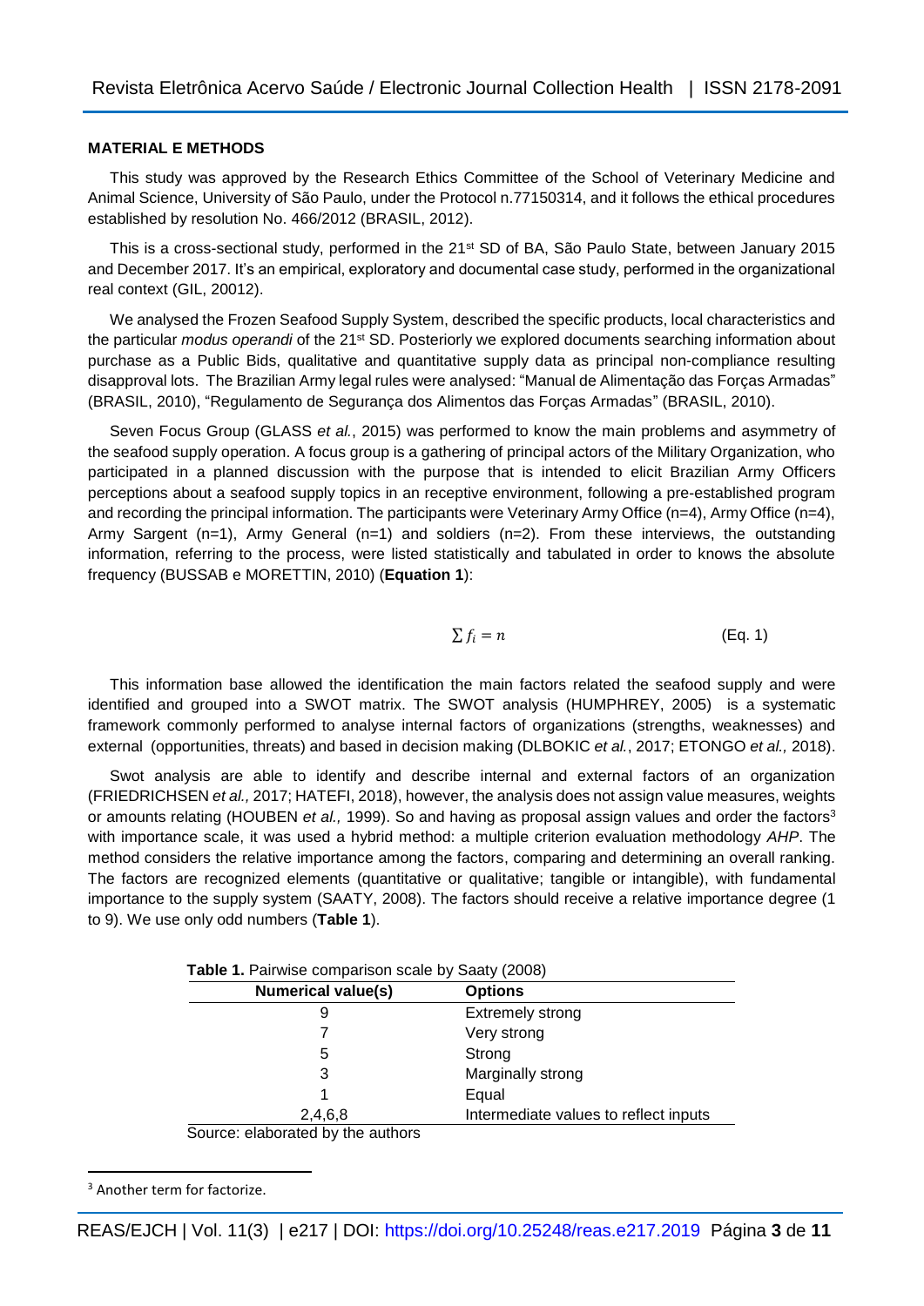### MATERIAL E METHODS

This study was approved by the Research Ethics Committee of the School of Veterinary Medicine and Animal Science, University of São Paulo, under the Protocol n.77150314, and it follows the ethical procedures established by resolution No. 466/2012 (BRASIL, 2012).

This is a cross-sectional study, performed in the 21st SD of BA, São Paulo State, between January 2015 and December 2017. It's an empirical, exploratory and documental case study, performed in the organizational real context (GIL, 20012).

We analysed the Frozen Seafood Supply System, described the specific products, local characteristics and the particular *modus operandi* of the 21st SD. Posteriorly we explored documents searching information about purchase as a Public Bids, qualitative and quantitative supply data as principal non-compliance resulting disapproval lots. The Brazilian Army legal rules were analysed: "Manual de Alimentação das Forças Armadas" (BRASIL, 2010), "Regulamento de Segurança dos Alimentos das Forças Armadas" (BRASIL, 2010).

Seven Focus Group (GLASS *et al.*, 2015) was performed to know the main problems and asymmetry of the seafood supply operation. A focus group is a gathering of principal actors of the Military Organization, who participated in a planned discussion with the purpose that is intended to elicit Brazilian Army Officers perceptions about a seafood supply topics in an receptive environment, following a pre-established program and recording the principal information. The participants were Veterinary Army Office (n=4), Army Office (n=4), Army Sargent (n=1), Army General (n=1) and soldiers (n=2). From these interviews, the outstanding information, referring to the process, were listed statistically and tabulated in order to knows the absolute frequency (BUSSAB e MORETTIN, 2010) (**Equation 1**):

$$\sum f_i = n \qquad \text{(Eq. 1)}$$

This information base allowed the identification the main factors related the seafood supply and were identified and grouped into a SWOT matrix. The SWOT analysis (HUMPHREY, 2005) is a systematic framework commonly performed to analyse internal factors of organizations (strengths, weaknesses) and external (opportunities, threats) and based in decision making (DLBOKIC *et al.*, 2017; ETONGO *et al.,* 2018).

Swot analysis are able to identify and describe internal and external factors of an organization (FRIEDRICHSEN *et al.,* 2017; HATEFI, 2018), however, the analysis does not assign value measures, weights or amounts relating (HOUBEN *et al.,* 1999). So and having as proposal assign values and order the factors[3] with importance scale, it was used a hybrid method: a multiple criterion evaluation methodology *AHP*. The method considers the relative importance among the factors, comparing and determining an overall ranking. The factors are recognized elements (quantitative or qualitative; tangible or intangible), with fundamental importance to the supply system (SAATY, 2008). The factors should receive a relative importance degree (1 to 9). We use only odd numbers (**Table 1**).

**Table 1.** Pairwise comparison scale by Saaty (2008)

| Numerical value(s) | Options |
|---|---|
| 9 | Extremely strong |
| 7 | Very strong |
| 5 | Strong |
| 3 | Marginally strong |
| 1 | Equal |
| 2,4,6,8 | Intermediate values to reflect inputs |

Source: elaborated by the authors

[3] Another term for factorize.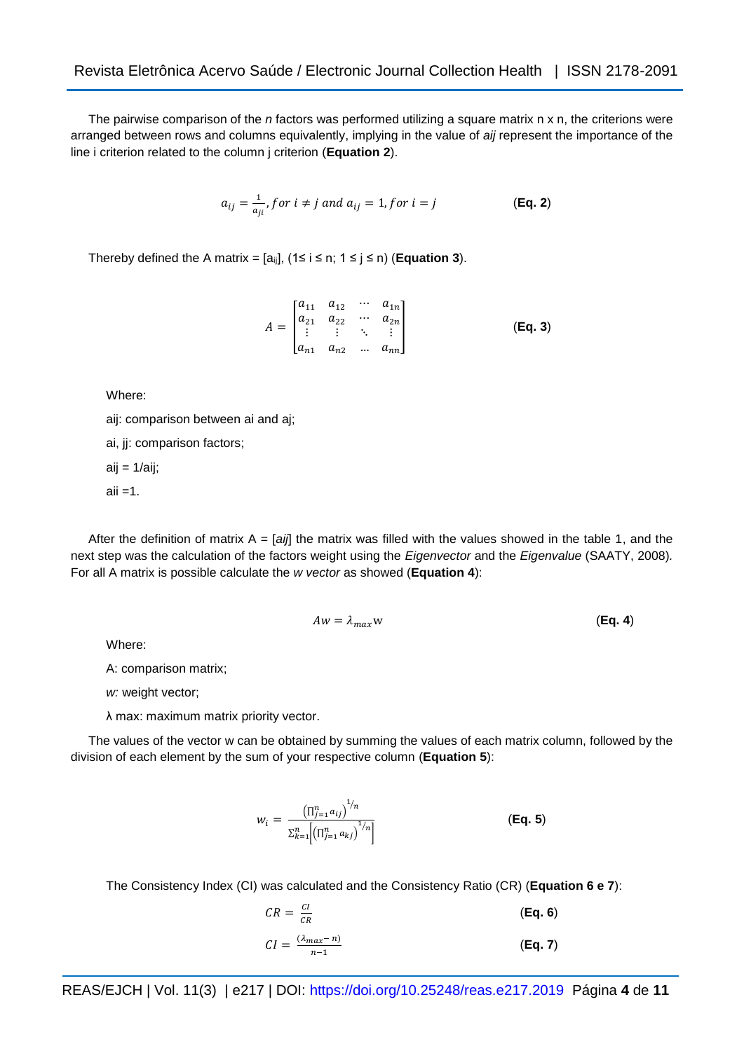The pairwise comparison of the *n* factors was performed utilizing a square matrix n x n, the criterions were arranged between rows and columns equivalently, implying in the value of *aij* represent the importance of the line i criterion related to the column j criterion (**Equation 2**).

$$a_{ij} = \frac{1}{a_{ji}}, for\ i \neq j\ and\ a_{ij} = 1, for\ i = j \qquad \textbf{(Eq. 2)}$$

Thereby defined the A matrix = [$a_{ij}$], (1≤ i ≤ n; 1 ≤ j ≤ n) (**Equation 3**).

$$A = \begin{bmatrix} a_{11} & a_{12} & \cdots & a_{1n} \\ a_{21} & a_{22} & \cdots & a_{2n} \\ \vdots & \vdots & \ddots & \vdots \\ a_{n1} & a_{n2} & \dots & a_{nn} \end{bmatrix} \qquad \textbf{(Eq. 3)}$$

Where:

aij: comparison between ai and aj;

ai, jj: comparison factors;

aij = 1/aij;

aii =1.

After the definition of matrix A = [*aij*] the matrix was filled with the values showed in the table 1, and the next step was the calculation of the factors weight using the *Eigenvector* and the *Eigenvalue* (SAATY, 2008). For all A matrix is possible calculate the *w vector* as showed (**Equation 4**):

$$Aw = \lambda_{max}\text{w} \qquad \textbf{(Eq. 4)}$$

Where:

A: comparison matrix;

*w:* weight vector;

λ max: maximum matrix priority vector.

The values of the vector w can be obtained by summing the values of each matrix column, followed by the division of each element by the sum of your respective column (**Equation 5**):

$$w_i = \frac{\left(\prod_{j=1}^{n} a_{ij}\right)^{1/n}}{\sum_{k=1}^{n}\left[\left(\prod_{j=1}^{n} a_{kj}\right)^{1/n}\right]} \qquad \textbf{(Eq. 5)}$$

The Consistency Index (CI) was calculated and the Consistency Ratio (CR) (**Equation 6 e 7**):

$$CR = \frac{CI}{CR} \qquad \textbf{(Eq. 6)}$$

$$CI = \frac{(\lambda_{max} - n)}{n-1} \qquad \textbf{(Eq. 7)}$$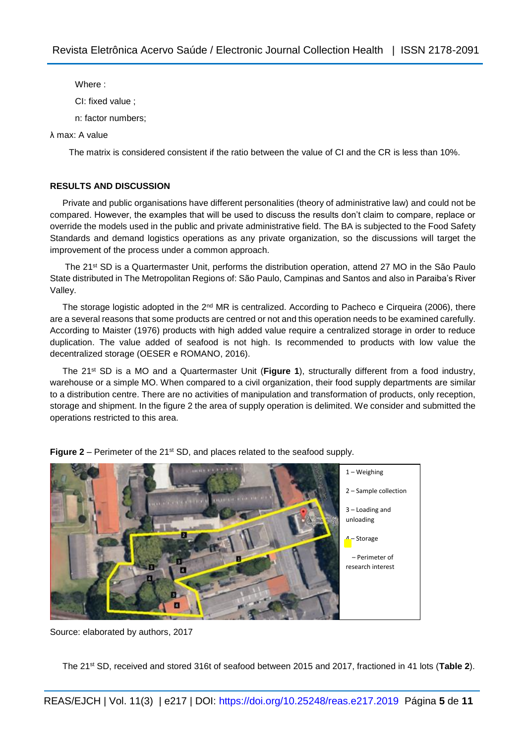Where :

CI: fixed value ;

n: factor numbers;

λ max: A value

The matrix is considered consistent if the ratio between the value of CI and the CR is less than 10%.

**RESULTS AND DISCUSSION**

Private and public organisations have different personalities (theory of administrative law) and could not be compared. However, the examples that will be used to discuss the results don't claim to compare, replace or override the models used in the public and private administrative field. The BA is subjected to the Food Safety Standards and demand logistics operations as any private organization, so the discussions will target the improvement of the process under a common approach.

The 21st SD is a Quartermaster Unit, performs the distribution operation, attend 27 MO in the São Paulo State distributed in The Metropolitan Regions of: São Paulo, Campinas and Santos and also in Paraiba's River Valley.

The storage logistic adopted in the 2nd MR is centralized. According to Pacheco e Cirqueira (2006), there are a several reasons that some products are centred or not and this operation needs to be examined carefully. According to Maister (1976) products with high added value require a centralized storage in order to reduce duplication. The value added of seafood is not high. Is recommended to products with low value the decentralized storage (OESER e ROMANO, 2016).

The 21st SD is a MO and a Quartermaster Unit (**Figure 1**), structurally different from a food industry, warehouse or a simple MO. When compared to a civil organization, their food supply departments are similar to a distribution centre. There are no activities of manipulation and transformation of products, only reception, storage and shipment. In the figure 2 the area of supply operation is delimited. We consider and submitted the operations restricted to this area.

**Figure 2** – Perimeter of the 21st SD, and places related to the seafood supply.

Source: elaborated by authors, 2017

The 21st SD, received and stored 316t of seafood between 2015 and 2017, fractioned in 41 lots (**Table 2**).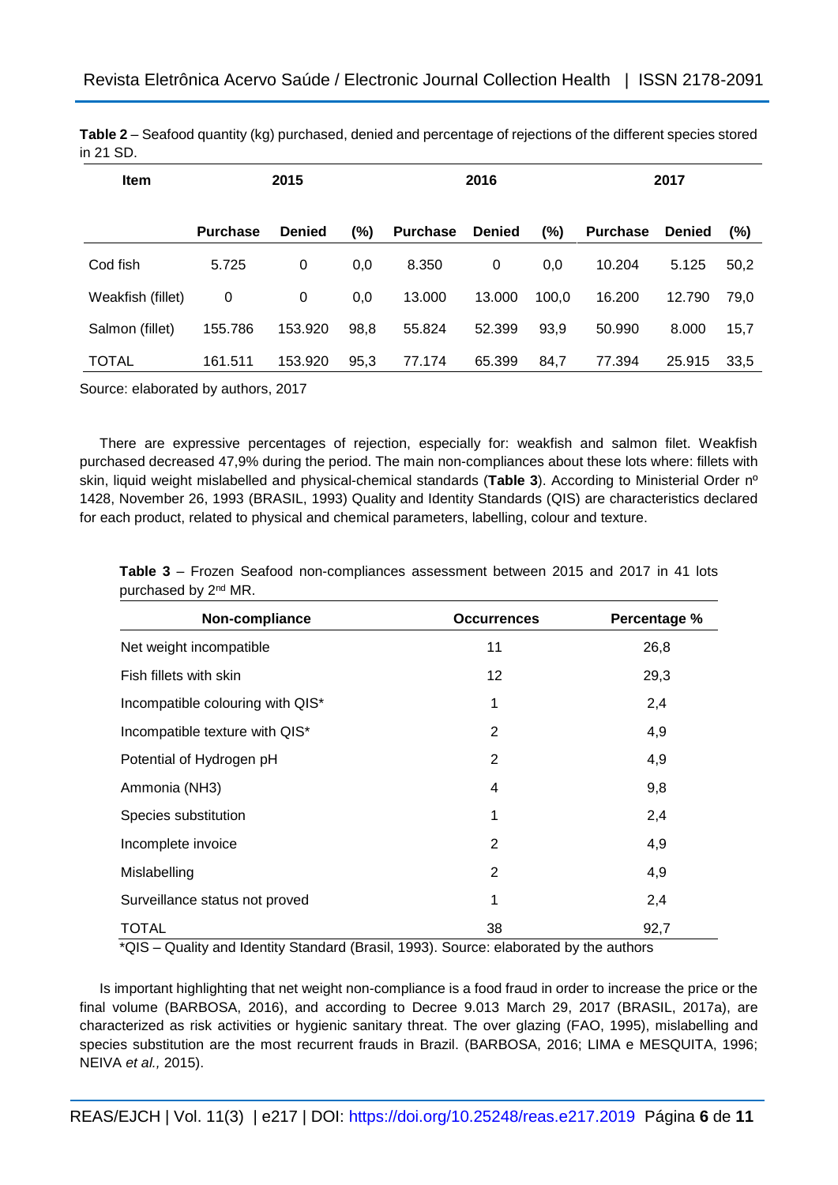**Table 2** – Seafood quantity (kg) purchased, denied and percentage of rejections of the different species stored in 21 SD.

| Item | 2015 | | | 2016 | | | 2017 | | |
|---|---|---|---|---|---|---|---|---|---|
| | **Purchase** | **Denied** | **(%)** | **Purchase** | **Denied** | **(%)** | **Purchase** | **Denied** | **(%)** |
| Cod fish | 5.725 | 0 | 0,0 | 8.350 | 0 | 0,0 | 10.204 | 5.125 | 50,2 |
| Weakfish (fillet) | 0 | 0 | 0,0 | 13.000 | 13.000 | 100,0 | 16.200 | 12.790 | 79,0 |
| Salmon (fillet) | 155.786 | 153.920 | 98,8 | 55.824 | 52.399 | 93,9 | 50.990 | 8.000 | 15,7 |
| TOTAL | 161.511 | 153.920 | 95,3 | 77.174 | 65.399 | 84,7 | 77.394 | 25.915 | 33,5 |

Source: elaborated by authors, 2017

There are expressive percentages of rejection, especially for: weakfish and salmon filet. Weakfish purchased decreased 47,9% during the period. The main non-compliances about these lots where: fillets with skin, liquid weight mislabelled and physical-chemical standards (**Table 3**). According to Ministerial Order nº 1428, November 26, 1993 (BRASIL, 1993) Quality and Identity Standards (QIS) are characteristics declared for each product, related to physical and chemical parameters, labelling, colour and texture.

**Table 3** – Frozen Seafood non-compliances assessment between 2015 and 2017 in 41 lots purchased by 2nd MR.

| Non-compliance | Occurrences | Percentage % |
|---|---|---|
| Net weight incompatible | 11 | 26,8 |
| Fish fillets with skin | 12 | 29,3 |
| Incompatible colouring with QIS* | 1 | 2,4 |
| Incompatible texture with QIS* | 2 | 4,9 |
| Potential of Hydrogen pH | 2 | 4,9 |
| Ammonia ($NH_3$) | 4 | 9,8 |
| Species substitution | 1 | 2,4 |
| Incomplete invoice | 2 | 4,9 |
| Mislabelling | 2 | 4,9 |
| Surveillance status not proved | 1 | 2,4 |
| TOTAL | 38 | 92,7 |

*QIS – Quality and Identity Standard (Brasil, 1993). Source: elaborated by the authors

Is important highlighting that net weight non-compliance is a food fraud in order to increase the price or the final volume (BARBOSA, 2016), and according to Decree 9.013 March 29, 2017 (BRASIL, 2017a), are characterized as risk activities or hygienic sanitary threat. The over glazing (FAO, 1995), mislabelling and species substitution are the most recurrent frauds in Brazil. (BARBOSA, 2016; LIMA e MESQUITA, 1996; NEIVA *et al.,* 2015).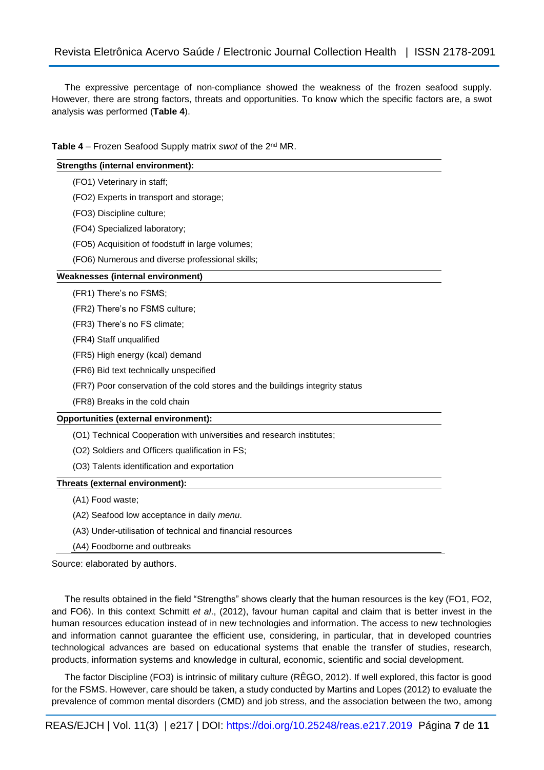The expressive percentage of non-compliance showed the weakness of the frozen seafood supply. However, there are strong factors, threats and opportunities. To know which the specific factors are, a swot analysis was performed (**Table 4**).

**Table 4** – Frozen Seafood Supply matrix *swot* of the 2nd MR.

| **Strengths (internal environment):** |
|---|
| (FO1) Veterinary in staff; |
| (FO2) Experts in transport and storage; |
| (FO3) Discipline culture; |
| (FO4) Specialized laboratory; |
| (FO5) Acquisition of foodstuff in large volumes; |
| (FO6) Numerous and diverse professional skills; |
| **Weaknesses (internal environment)** |
| (FR1) There's no FSMS; |
| (FR2) There's no FSMS culture; |
| (FR3) There's no FS climate; |
| (FR4) Staff unqualified |
| (FR5) High energy (kcal) demand |
| (FR6) Bid text technically unspecified |
| (FR7) Poor conservation of the cold stores and the buildings integrity status |
| (FR8) Breaks in the cold chain |
| **Opportunities (external environment):** |
| (O1) Technical Cooperation with universities and research institutes; |
| (O2) Soldiers and Officers qualification in FS; |
| (O3) Talents identification and exportation |
| **Threats (external environment):** |
| (A1) Food waste; |
| (A2) Seafood low acceptance in daily *menu*. |
| (A3) Under-utilisation of technical and financial resources |
| (A4) Foodborne and outbreaks |

Source: elaborated by authors.

The results obtained in the field "Strengths" shows clearly that the human resources is the key (FO1, FO2, and FO6). In this context Schmitt *et al*., (2012), favour human capital and claim that is better invest in the human resources education instead of in new technologies and information. The access to new technologies and information cannot guarantee the efficient use, considering, in particular, that in developed countries technological advances are based on educational systems that enable the transfer of studies, research, products, information systems and knowledge in cultural, economic, scientific and social development.

The factor Discipline (FO3) is intrinsic of military culture (RÊGO, 2012). If well explored, this factor is good for the FSMS. However, care should be taken, a study conducted by Martins and Lopes (2012) to evaluate the prevalence of common mental disorders (CMD) and job stress, and the association between the two, among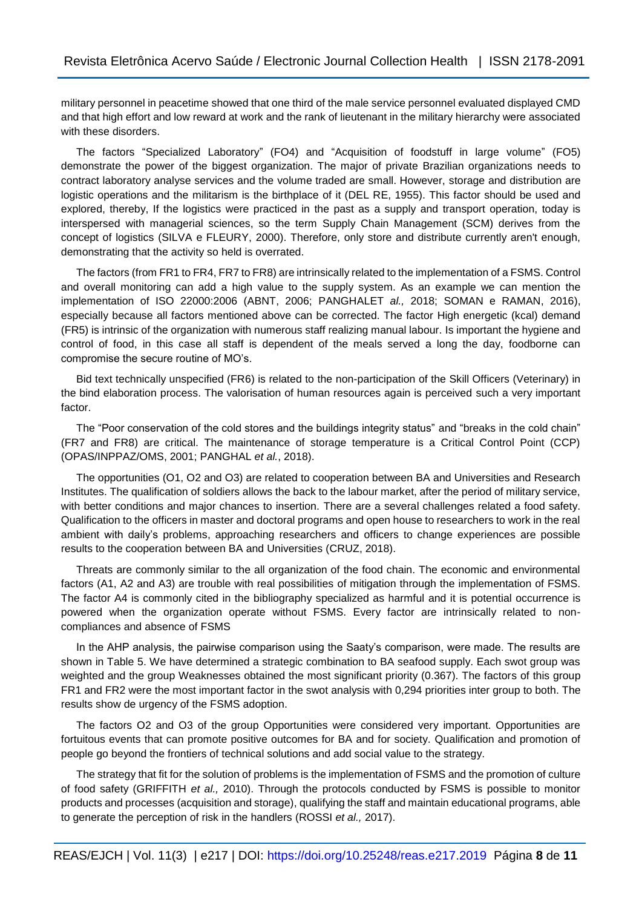military personnel in peacetime showed that one third of the male service personnel evaluated displayed CMD and that high effort and low reward at work and the rank of lieutenant in the military hierarchy were associated with these disorders.

The factors "Specialized Laboratory" (FO4) and "Acquisition of foodstuff in large volume" (FO5) demonstrate the power of the biggest organization. The major of private Brazilian organizations needs to contract laboratory analyse services and the volume traded are small. However, storage and distribution are logistic operations and the militarism is the birthplace of it (DEL RE, 1955). This factor should be used and explored, thereby, If the logistics were practiced in the past as a supply and transport operation, today is interspersed with managerial sciences, so the term Supply Chain Management (SCM) derives from the concept of logistics (SILVA e FLEURY, 2000). Therefore, only store and distribute currently aren't enough, demonstrating that the activity so held is overrated.

The factors (from FR1 to FR4, FR7 to FR8) are intrinsically related to the implementation of a FSMS. Control and overall monitoring can add a high value to the supply system. As an example we can mention the implementation of ISO 22000:2006 (ABNT, 2006; PANGHALET *al.,* 2018; SOMAN e RAMAN, 2016), especially because all factors mentioned above can be corrected. The factor High energetic (kcal) demand (FR5) is intrinsic of the organization with numerous staff realizing manual labour. Is important the hygiene and control of food, in this case all staff is dependent of the meals served a long the day, foodborne can compromise the secure routine of MO's.

Bid text technically unspecified (FR6) is related to the non-participation of the Skill Officers (Veterinary) in the bind elaboration process. The valorisation of human resources again is perceived such a very important factor.

The "Poor conservation of the cold stores and the buildings integrity status" and "breaks in the cold chain" (FR7 and FR8) are critical. The maintenance of storage temperature is a Critical Control Point (CCP) (OPAS/INPPAZ/OMS, 2001; PANGHAL *et al.*, 2018).

The opportunities (O1, O2 and O3) are related to cooperation between BA and Universities and Research Institutes. The qualification of soldiers allows the back to the labour market, after the period of military service, with better conditions and major chances to insertion. There are a several challenges related a food safety. Qualification to the officers in master and doctoral programs and open house to researchers to work in the real ambient with daily's problems, approaching researchers and officers to change experiences are possible results to the cooperation between BA and Universities (CRUZ, 2018).

Threats are commonly similar to the all organization of the food chain. The economic and environmental factors (A1, A2 and A3) are trouble with real possibilities of mitigation through the implementation of FSMS. The factor A4 is commonly cited in the bibliography specialized as harmful and it is potential occurrence is powered when the organization operate without FSMS. Every factor are intrinsically related to non-compliances and absence of FSMS

In the AHP analysis, the pairwise comparison using the Saaty's comparison, were made. The results are shown in Table 5. We have determined a strategic combination to BA seafood supply. Each swot group was weighted and the group Weaknesses obtained the most significant priority (0.367). The factors of this group FR1 and FR2 were the most important factor in the swot analysis with 0,294 priorities inter group to both. The results show de urgency of the FSMS adoption.

The factors O2 and O3 of the group Opportunities were considered very important. Opportunities are fortuitous events that can promote positive outcomes for BA and for society. Qualification and promotion of people go beyond the frontiers of technical solutions and add social value to the strategy.

The strategy that fit for the solution of problems is the implementation of FSMS and the promotion of culture of food safety (GRIFFITH *et al.,* 2010). Through the protocols conducted by FSMS is possible to monitor products and processes (acquisition and storage), qualifying the staff and maintain educational programs, able to generate the perception of risk in the handlers (ROSSI *et al.,* 2017).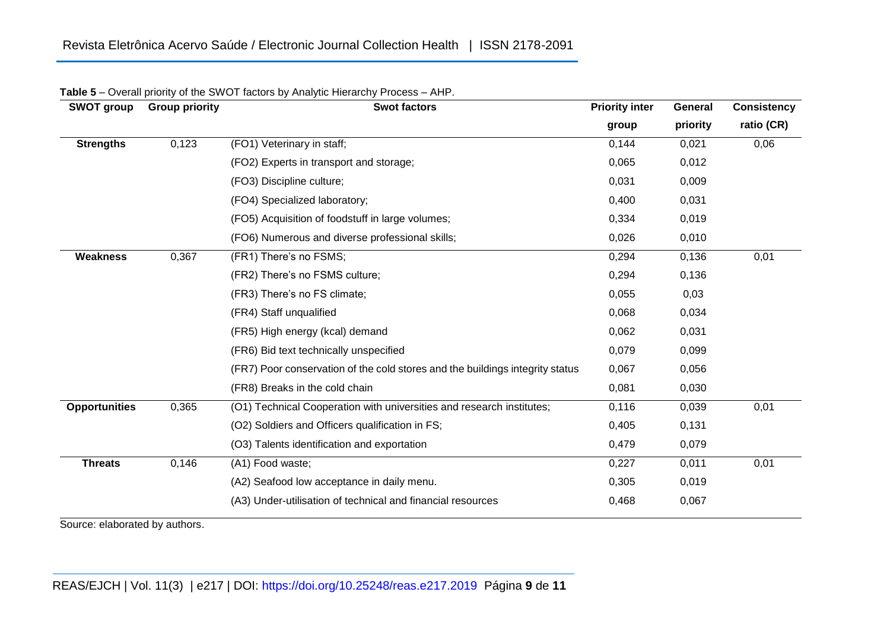**Table 5** – Overall priority of the SWOT factors by Analytic Hierarchy Process – AHP.

| SWOT group | Group priority | Swot factors | Priority inter group | General priority | Consistency ratio (CR) |
|---|---|---|---|---|---|
| **Strengths** | 0,123 | (FO1) Veterinary in staff; | 0,144 | 0,021 | 0,06 |
| | | (FO2) Experts in transport and storage; | 0,065 | 0,012 | |
| | | (FO3) Discipline culture; | 0,031 | 0,009 | |
| | | (FO4) Specialized laboratory; | 0,400 | 0,031 | |
| | | (FO5) Acquisition of foodstuff in large volumes; | 0,334 | 0,019 | |
| | | (FO6) Numerous and diverse professional skills; | 0,026 | 0,010 | |
| **Weakness** | 0,367 | (FR1) There's no FSMS; | 0,294 | 0,136 | 0,01 |
| | | (FR2) There's no FSMS culture; | 0,294 | 0,136 | |
| | | (FR3) There's no FS climate; | 0,055 | 0,03 | |
| | | (FR4) Staff unqualified | 0,068 | 0,034 | |
| | | (FR5) High energy (kcal) demand | 0,062 | 0,031 | |
| | | (FR6) Bid text technically unspecified | 0,079 | 0,099 | |
| | | (FR7) Poor conservation of the cold stores and the buildings integrity status | 0,067 | 0,056 | |
| | | (FR8) Breaks in the cold chain | 0,081 | 0,030 | |
| **Opportunities** | 0,365 | (O1) Technical Cooperation with universities and research institutes; | 0,116 | 0,039 | 0,01 |
| | | (O2) Soldiers and Officers qualification in FS; | 0,405 | 0,131 | |
| | | (O3) Talents identification and exportation | 0,479 | 0,079 | |
| **Threats** | 0,146 | (A1) Food waste; | 0,227 | 0,011 | 0,01 |
| | | (A2) Seafood low acceptance in daily menu. | 0,305 | 0,019 | |
| | | (A3) Under-utilisation of technical and financial resources | 0,468 | 0,067 | |

Source: elaborated by authors.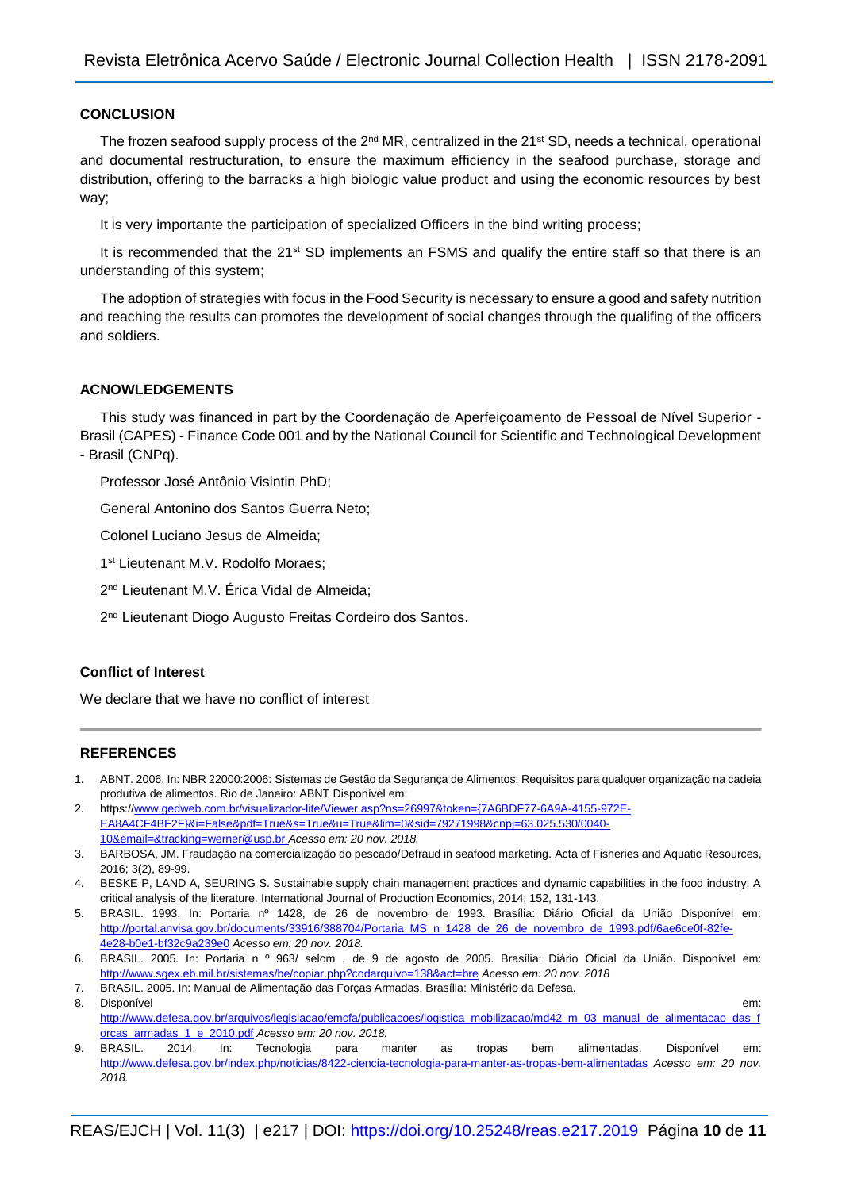## CONCLUSION

The frozen seafood supply process of the 2nd MR, centralized in the 21st SD, needs a technical, operational and documental restructuration, to ensure the maximum efficiency in the seafood purchase, storage and distribution, offering to the barracks a high biologic value product and using the economic resources by best way;

It is very importante the participation of specialized Officers in the bind writing process;

It is recommended that the 21st SD implements an FSMS and qualify the entire staff so that there is an understanding of this system;

The adoption of strategies with focus in the Food Security is necessary to ensure a good and safety nutrition and reaching the results can promotes the development of social changes through the qualifing of the officers and soldiers.

## ACNOWLEDGEMENTS

This study was financed in part by the Coordenação de Aperfeiçoamento de Pessoal de Nível Superior - Brasil (CAPES) - Finance Code 001 and by the National Council for Scientific and Technological Development - Brasil (CNPq).

Professor José Antônio Visintin PhD;

General Antonino dos Santos Guerra Neto;

Colonel Luciano Jesus de Almeida;

1st Lieutenant M.V. Rodolfo Moraes;

2nd Lieutenant M.V. Érica Vidal de Almeida;

2nd Lieutenant Diogo Augusto Freitas Cordeiro dos Santos.

### Conflict of Interest

We declare that we have no conflict of interest

---

## REFERENCES

1. ABNT. 2006. In: NBR 22000:2006: Sistemas de Gestão da Segurança de Alimentos: Requisitos para qualquer organização na cadeia produtiva de alimentos. Rio de Janeiro: ABNT Disponível em:
2. https://www.gedweb.com.br/visualizador-lite/Viewer.asp?ns=26997&token={7A6BDF77-6A9A-4155-972E-EA8A4CF4BF2F}&i=False&pdf=True&s=True&u=True&lim=0&sid=79271998&cnpj=63.025.530/0040-10&email=&tracking=werner@usp.br *Acesso em: 20 nov. 2018.*
3. BARBOSA, JM. Fraudação na comercialização do pescado/Defraud in seafood marketing. Acta of Fisheries and Aquatic Resources, 2016; 3(2), 89-99.
4. BESKE P, LAND A, SEURING S. Sustainable supply chain management practices and dynamic capabilities in the food industry: A critical analysis of the literature. International Journal of Production Economics, 2014; 152, 131-143.
5. BRASIL. 1993. In: Portaria nº 1428, de 26 de novembro de 1993. Brasília: Diário Oficial da União Disponível em: http://portal.anvisa.gov.br/documents/33916/388704/Portaria_MS_n_1428_de_26_de_novembro_de_1993.pdf/6ae6ce0f-82fe-4e28-b0e1-bf32c9a239e0 *Acesso em: 20 nov. 2018.*
6. BRASIL. 2005. In: Portaria n º 963/ selom , de 9 de agosto de 2005. Brasília: Diário Oficial da União. Disponível em: http://www.sgex.eb.mil.br/sistemas/be/copiar.php?codarquivo=138&act=bre *Acesso em: 20 nov. 2018*
7. BRASIL. 2005. In: Manual de Alimentação das Forças Armadas. Brasília: Ministério da Defesa.
8. Disponível em: http://www.defesa.gov.br/arquivos/legislacao/emcfa/publicacoes/logistica_mobilizacao/md42_m_03_manual_de_alimentacao_das_forcas_armadas_1_e_2010.pdf *Acesso em: 20 nov. 2018.*
9. BRASIL. 2014. In: Tecnologia para manter as tropas bem alimentadas. Disponível em: http://www.defesa.gov.br/index.php/noticias/8422-ciencia-tecnologia-para-manter-as-tropas-bem-alimentadas *Acesso em: 20 nov. 2018.*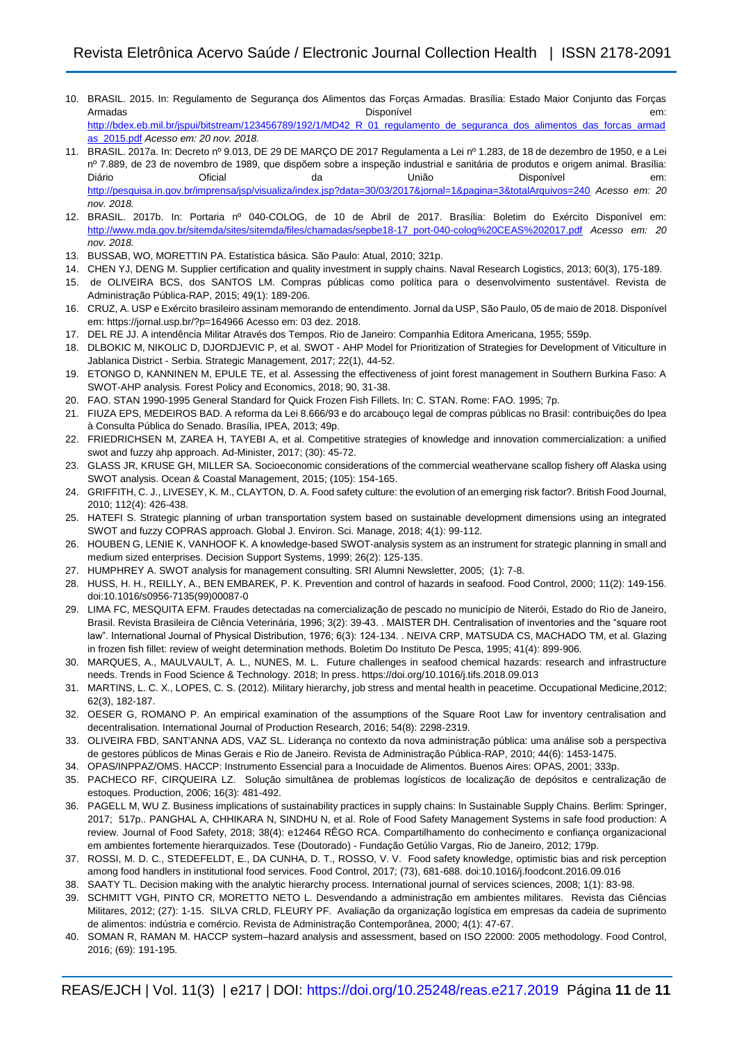10. BRASIL. 2015. In: Regulamento de Segurança dos Alimentos das Forças Armadas. Brasília: Estado Maior Conjunto das Forças Armadas Disponível em: http://bdex.eb.mil.br/jspui/bitstream/123456789/192/1/MD42_R_01_regulamento_de_seguranca_dos_alimentos_das_forcas_armadas_2015.pdf *Acesso em: 20 nov. 2018.*
11. BRASIL. 2017a. In: Decreto nº 9.013, DE 29 DE MARÇO DE 2017 Regulamenta a Lei nº 1.283, de 18 de dezembro de 1950, e a Lei nº 7.889, de 23 de novembro de 1989, que dispõem sobre a inspeção industrial e sanitária de produtos e origem animal. Brasília: Diário Oficial da União Disponível em: http://pesquisa.in.gov.br/imprensa/jsp/visualiza/index.jsp?data=30/03/2017&jornal=1&pagina=3&totalArquivos=240 *Acesso em: 20 nov. 2018.*
12. BRASIL. 2017b. In: Portaria nº 040-COLOG, de 10 de Abril de 2017. Brasília: Boletim do Exército Disponível em: http://www.mda.gov.br/sitemda/sites/sitemda/files/chamadas/sepbe18-17_port-040-colog%20CEAS%202017.pdf *Acesso em: 20 nov. 2018.*
13. BUSSAB, WO, MORETTIN PA. Estatística básica. São Paulo: Atual, 2010; 321p.
14. CHEN YJ, DENG M. Supplier certification and quality investment in supply chains. Naval Research Logistics, 2013; 60(3), 175-189.
15. de OLIVEIRA BCS, dos SANTOS LM. Compras públicas como política para o desenvolvimento sustentável. Revista de Administração Pública-RAP, 2015; 49(1): 189-206.
16. CRUZ, A. USP e Exército brasileiro assinam memorando de entendimento. Jornal da USP, São Paulo, 05 de maio de 2018. Disponível em: https://jornal.usp.br/?p=164966 Acesso em: 03 dez. 2018.
17. DEL RE JJ. A intendência Militar Através dos Tempos. Rio de Janeiro: Companhia Editora Americana, 1955; 559p.
18. DLBOKIC M, NIKOLIC D, DJORDJEVIC P, et al. SWOT - AHP Model for Prioritization of Strategies for Development of Viticulture in Jablanica District - Serbia. Strategic Management, 2017; 22(1), 44-52.
19. ETONGO D, KANNINEN M, EPULE TE, et al. Assessing the effectiveness of joint forest management in Southern Burkina Faso: A SWOT-AHP analysis. Forest Policy and Economics, 2018; 90, 31-38.
20. FAO. STAN 1990-1995 General Standard for Quick Frozen Fish Fillets. In: C. STAN. Rome: FAO. 1995; 7p.
21. FIUZA EPS, MEDEIROS BAD. A reforma da Lei 8.666/93 e do arcabouço legal de compras públicas no Brasil: contribuições do Ipea à Consulta Pública do Senado. Brasília, IPEA, 2013; 49p.
22. FRIEDRICHSEN M, ZAREA H, TAYEBI A, et al. Competitive strategies of knowledge and innovation commercialization: a unified swot and fuzzy ahp approach. Ad-Minister, 2017; (30): 45-72.
23. GLASS JR, KRUSE GH, MILLER SA. Socioeconomic considerations of the commercial weathervane scallop fishery off Alaska using SWOT analysis. Ocean & Coastal Management, 2015; (105): 154-165.
24. GRIFFITH, C. J., LIVESEY, K. M., CLAYTON, D. A. Food safety culture: the evolution of an emerging risk factor?. British Food Journal, 2010; 112(4): 426-438.
25. HATEFI S. Strategic planning of urban transportation system based on sustainable development dimensions using an integrated SWOT and fuzzy COPRAS approach. Global J. Environ. Sci. Manage, 2018; 4(1): 99-112.
26. HOUBEN G, LENIE K, VANHOOF K. A knowledge-based SWOT-analysis system as an instrument for strategic planning in small and medium sized enterprises. Decision Support Systems, 1999; 26(2): 125-135.
27. HUMPHREY A. SWOT analysis for management consulting. SRI Alumni Newsletter, 2005; (1): 7-8.
28. HUSS, H. H., REILLY, A., BEN EMBAREK, P. K. Prevention and control of hazards in seafood. Food Control, 2000; 11(2): 149-156. doi:10.1016/s0956-7135(99)00087-0
29. LIMA FC, MESQUITA EFM. Fraudes detectadas na comercialização de pescado no município de Niterói, Estado do Rio de Janeiro, Brasil. Revista Brasileira de Ciência Veterinária, 1996; 3(2): 39-43. . MAISTER DH. Centralisation of inventories and the "square root law". International Journal of Physical Distribution, 1976; 6(3): 124-134. . NEIVA CRP, MATSUDA CS, MACHADO TM, et al. Glazing in frozen fish fillet: review of weight determination methods. Boletim Do Instituto De Pesca, 1995; 41(4): 899-906.
30. MARQUES, A., MAULVAULT, A. L., NUNES, M. L. Future challenges in seafood chemical hazards: research and infrastructure needs. Trends in Food Science & Technology. 2018; In press. https://doi.org/10.1016/j.tifs.2018.09.013
31. MARTINS, L. C. X., LOPES, C. S. (2012). Military hierarchy, job stress and mental health in peacetime. Occupational Medicine,2012; 62(3), 182-187.
32. OESER G, ROMANO P. An empirical examination of the assumptions of the Square Root Law for inventory centralisation and decentralisation. International Journal of Production Research, 2016; 54(8): 2298-2319.
33. OLIVEIRA FBD, SANT'ANNA ADS, VAZ SL. Liderança no contexto da nova administração pública: uma análise sob a perspectiva de gestores públicos de Minas Gerais e Rio de Janeiro. Revista de Administração Pública-RAP, 2010; 44(6): 1453-1475.
34. OPAS/INPPAZ/OMS. HACCP: Instrumento Essencial para a Inocuidade de Alimentos. Buenos Aires: OPAS, 2001; 333p.
35. PACHECO RF, CIRQUEIRA LZ. Solução simultânea de problemas logísticos de localização de depósitos e centralização de estoques. Production, 2006; 16(3): 481-492.
36. PAGELL M, WU Z. Business implications of sustainability practices in supply chains: In Sustainable Supply Chains. Berlim: Springer, 2017; 517p.. PANGHAL A, CHHIKARA N, SINDHU N, et al. Role of Food Safety Management Systems in safe food production: A review. Journal of Food Safety, 2018; 38(4): e12464 RÊGO RCA. Compartilhamento do conhecimento e confiança organizacional em ambientes fortemente hierarquizados. Tese (Doutorado) - Fundação Getúlio Vargas, Rio de Janeiro, 2012; 179p.
37. ROSSI, M. D. C., STEDEFELDT, E., DA CUNHA, D. T., ROSSO, V. V. Food safety knowledge, optimistic bias and risk perception among food handlers in institutional food services. Food Control, 2017; (73), 681-688. doi:10.1016/j.foodcont.2016.09.016
38. SAATY TL. Decision making with the analytic hierarchy process. International journal of services sciences, 2008; 1(1): 83-98.
39. SCHMITT VGH, PINTO CR, MORETTO NETO L. Desvendando a administração em ambientes militares. Revista das Ciências Militares, 2012; (27): 1-15. SILVA CRLD, FLEURY PF. Avaliação da organização logística em empresas da cadeia de suprimento de alimentos: indústria e comércio. Revista de Administração Contemporânea, 2000; 4(1): 47-67.
40. SOMAN R, RAMAN M. HACCP system–hazard analysis and assessment, based on ISO 22000: 2005 methodology. Food Control, 2016; (69): 191-195.